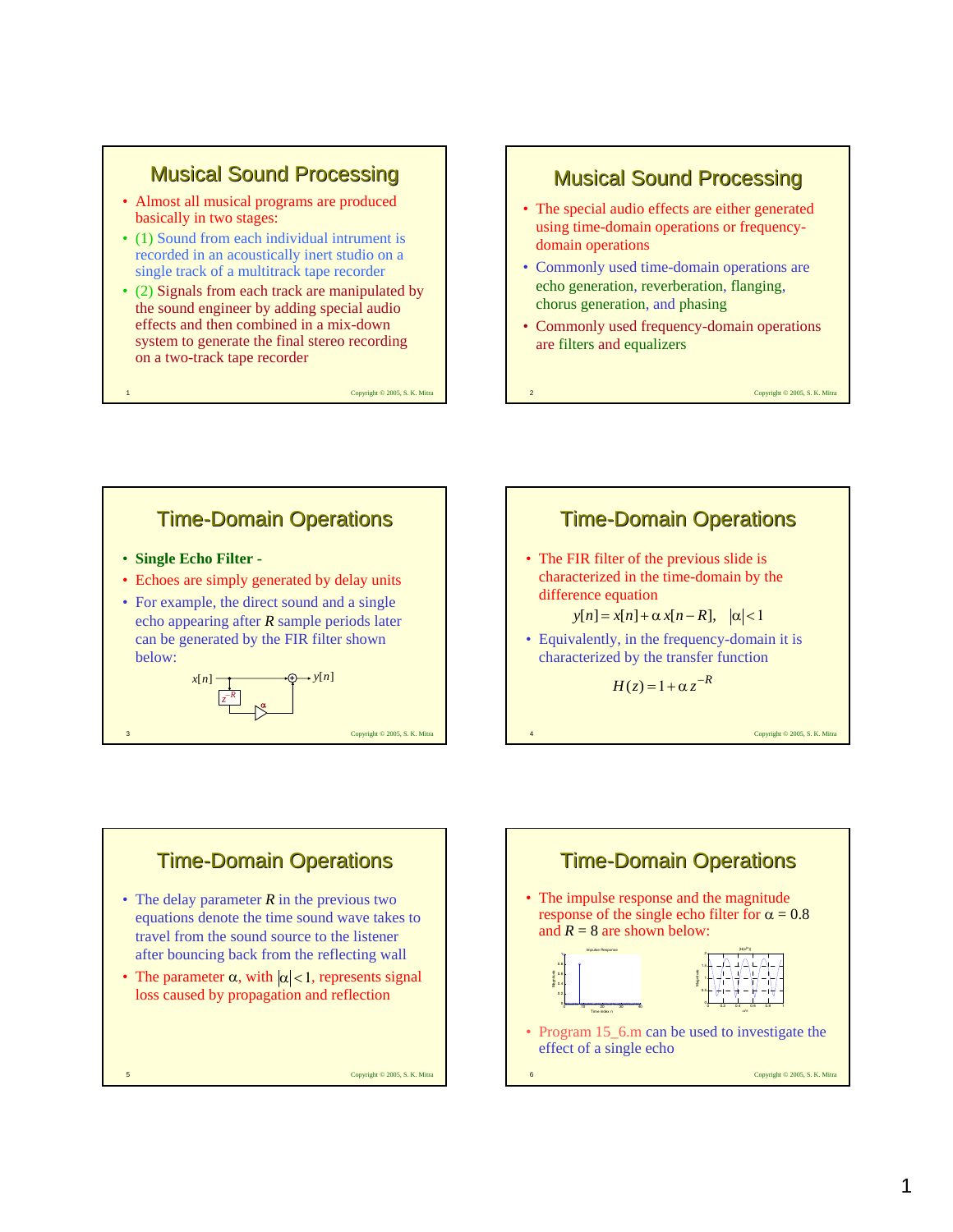## Musical Sound Processing

- Almost all musical programs are produced basically in two stages:
- (1) Sound from each individual intrument is recorded in an acoustically inert studio on a single track of a multitrack tape recorder
- (2) Signals from each track are manipulated by the sound engineer by adding special audio effects and then combined in a mix-down system to generate the final stereo recording on a two-track tape recorder

## Musical Sound Processing

- The special audio effects are either generated using time-domain operations or frequency-domain operations
- Commonly used time-domain operations are echo generation, reverberation, flanging, chorus generation, and phasing
- Commonly used frequency-domain operations are filters and equalizers

## Time-Domain Operations

- **Single Echo Filter -**
- Echoes are simply generated by delay units
- For example, the direct sound and a single echo appearing after $R$ sample periods later can be generated by the FIR filter shown below:

## Time-Domain Operations

- The FIR filter of the previous slide is characterized in the time-domain by the difference equation

$$y[n] = x[n] + \alpha\, x[n-R], \quad |\alpha| < 1$$

- Equivalently, in the frequency-domain it is characterized by the transfer function

$$H(z) = 1 + \alpha\, z^{-R}$$

## Time-Domain Operations

- The delay parameter $R$ in the previous two equations denote the time sound wave takes to travel from the sound source to the listener after bouncing back from the reflecting wall
- The parameter $\alpha$, with $|\alpha| < 1$, represents signal loss caused by propagation and reflection

## Time-Domain Operations

- The impulse response and the magnitude response of the single echo filter for $\alpha = 0.8$ and $R = 8$ are shown below:
- Program 15_6.m can be used to investigate the effect of a single echo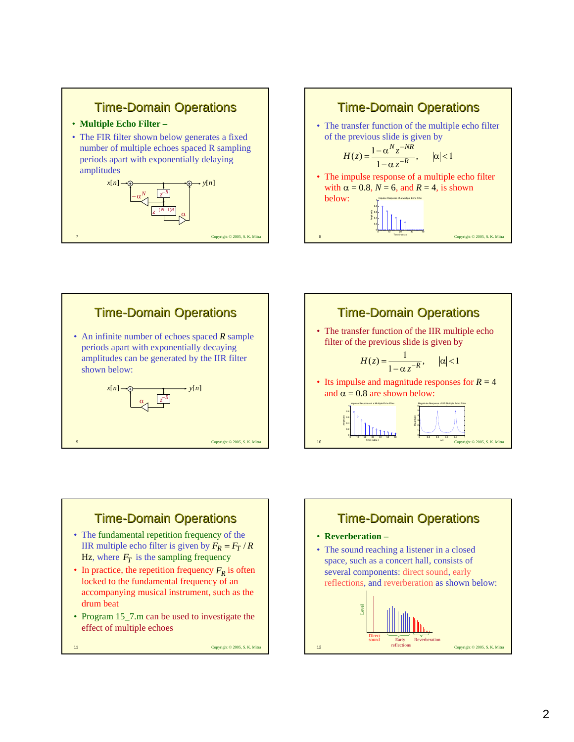## Time-Domain Operations

- **Multiple Echo Filter –**
- The FIR filter shown below generates a fixed number of multiple echoes spaced R sampling periods apart with exponentially delaying amplitudes

## Time-Domain Operations

- The transfer function of the multiple echo filter of the previous slide is given by

$$H(z) = \frac{1-\alpha^N z^{-NR}}{1-\alpha z^{-R}}, \qquad |\alpha| < 1$$

- The impulse response of a multiple echo filter with $\alpha = 0.8$, $N = 6$, and $R = 4$, is shown below:

## Time-Domain Operations

- An infinite number of echoes spaced $R$ sample periods apart with exponentially decaying amplitudes can be generated by the IIR filter shown below:

## Time-Domain Operations

- The transfer function of the IIR multiple echo filter of the previous slide is given by

$$H(z) = \frac{1}{1-\alpha z^{-R}}, \qquad |\alpha| < 1$$

- Its impulse and magnitude responses for $R = 4$ and $\alpha = 0.8$ are shown below:

## Time-Domain Operations

- The fundamental repetition frequency of the IIR multiple echo filter is given by $F_R = F_T / R$ Hz, where $F_T$ is the sampling frequency
- In practice, the repetition frequency $F_R$ is often locked to the fundamental frequency of an accompanying musical instrument, such as the drum beat
- Program 15_7.m can be used to investigate the effect of multiple echoes

## Time-Domain Operations

- **Reverberation –**
- The sound reaching a listener in a closed space, such as a concert hall, consists of several components: direct sound, early reflections, and reverberation as shown below: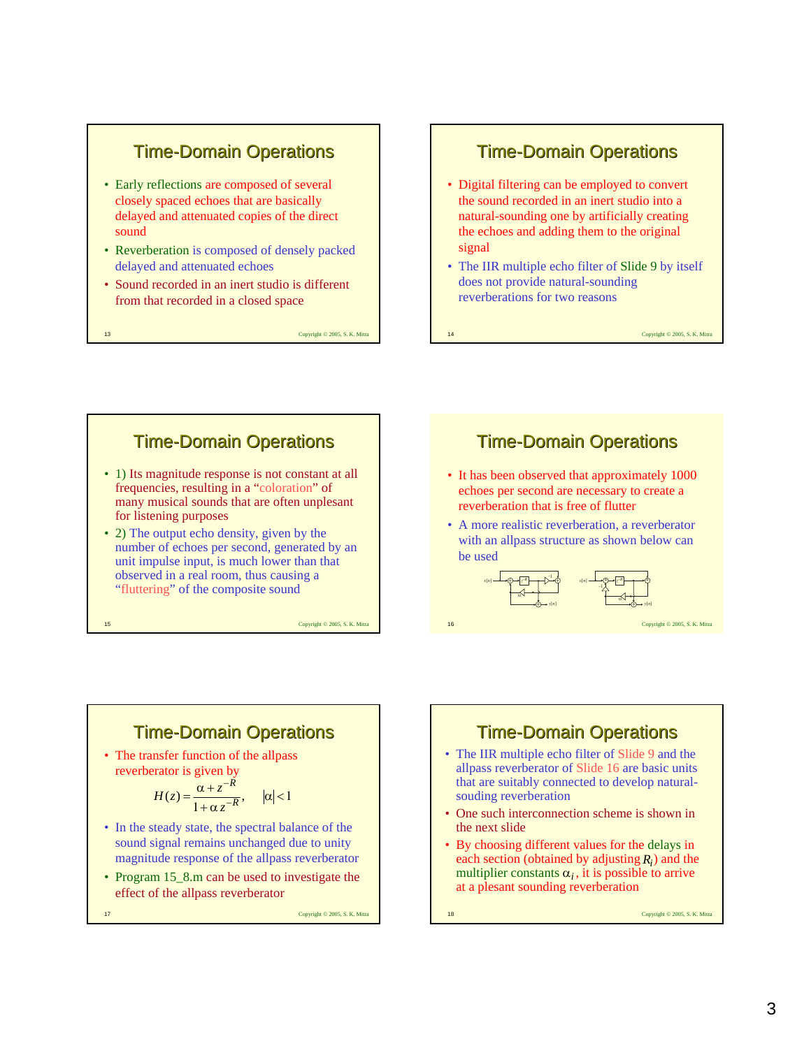## Time-Domain Operations

- Early reflections are composed of several closely spaced echoes that are basically delayed and attenuated copies of the direct sound
- Reverberation is composed of densely packed delayed and attenuated echoes
- Sound recorded in an inert studio is different from that recorded in a closed space

## Time-Domain Operations

- Digital filtering can be employed to convert the sound recorded in an inert studio into a natural-sounding one by artificially creating the echoes and adding them to the original signal
- The IIR multiple echo filter of Slide 9 by itself does not provide natural-sounding reverberations for two reasons

## Time-Domain Operations

- 1) Its magnitude response is not constant at all frequencies, resulting in a "coloration" of many musical sounds that are often unplesant for listening purposes
- 2) The output echo density, given by the number of echoes per second, generated by an unit impulse input, is much lower than that observed in a real room, thus causing a "fluttering" of the composite sound

## Time-Domain Operations

- It has been observed that approximately 1000 echoes per second are necessary to create a reverberation that is free of flutter
- A more realistic reverberation, a reverberator with an allpass structure as shown below can be used

## Time-Domain Operations

- The transfer function of the allpass reverberator is given by

$$H(z) = \frac{\alpha + z^{-R}}{1 + \alpha z^{-R}}, \qquad |\alpha| < 1$$

- In the steady state, the spectral balance of the sound signal remains unchanged due to unity magnitude response of the allpass reverberator
- Program 15_8.m can be used to investigate the effect of the allpass reverberator

## Time-Domain Operations

- The IIR multiple echo filter of Slide 9 and the allpass reverberator of Slide 16 are basic units that are suitably connected to develop natural-souding reverberation
- One such interconnection scheme is shown in the next slide
- By choosing different values for the delays in each section (obtained by adjusting $R_i$) and the multiplier constants $\alpha_i$, it is possible to arrive at a plesant sounding reverberation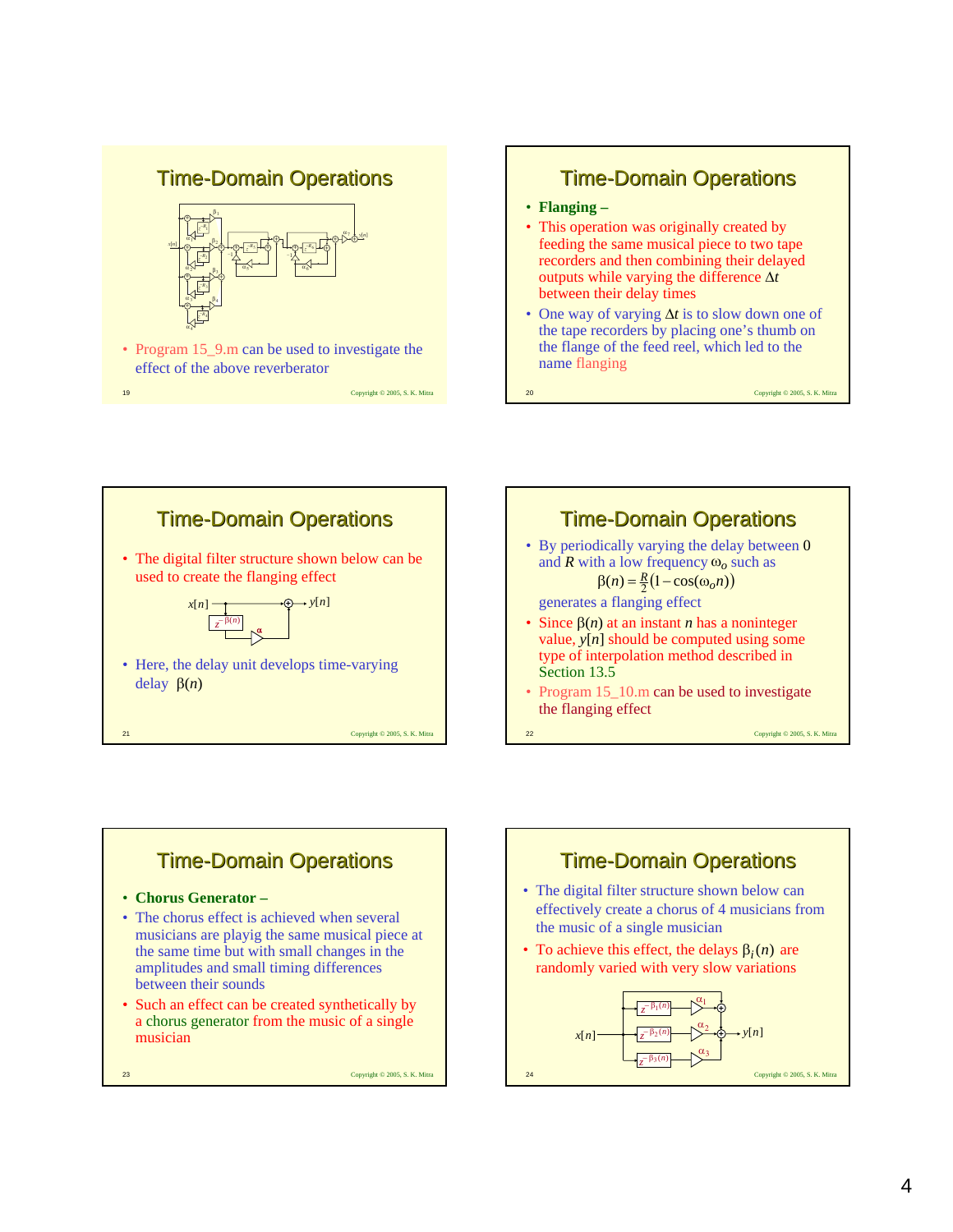## Time-Domain Operations

- Program 15_9.m can be used to investigate the effect of the above reverberator

## Time-Domain Operations

- **Flanging –**
- This operation was originally created by feeding the same musical piece to two tape recorders and then combining their delayed outputs while varying the difference $\Delta t$ between their delay times
- One way of varying $\Delta t$ is to slow down one of the tape recorders by placing one's thumb on the flange of the feed reel, which led to the name flanging

## Time-Domain Operations

- The digital filter structure shown below can be used to create the flanging effect
- Here, the delay unit develops time-varying delay $\beta(n)$

## Time-Domain Operations

- By periodically varying the delay between 0 and $R$ with a low frequency $\omega_o$ such as

$$\beta(n) = \frac{R}{2}\left(1 - \cos(\omega_o n)\right)$$

generates a flanging effect

- Since $\beta(n)$ at an instant $n$ has a noninteger value, $y[n]$ should be computed using some type of interpolation method described in Section 13.5
- Program 15_10.m can be used to investigate the flanging effect

## Time-Domain Operations

- **Chorus Generator –**
- The chorus effect is achieved when several musicians are playig the same musical piece at the same time but with small changes in the amplitudes and small timing differences between their sounds
- Such an effect can be created synthetically by a chorus generator from the music of a single musician

## Time-Domain Operations

- The digital filter structure shown below can effectively create a chorus of 4 musicians from the music of a single musician
- To achieve this effect, the delays $\beta_i(n)$ are randomly varied with very slow variations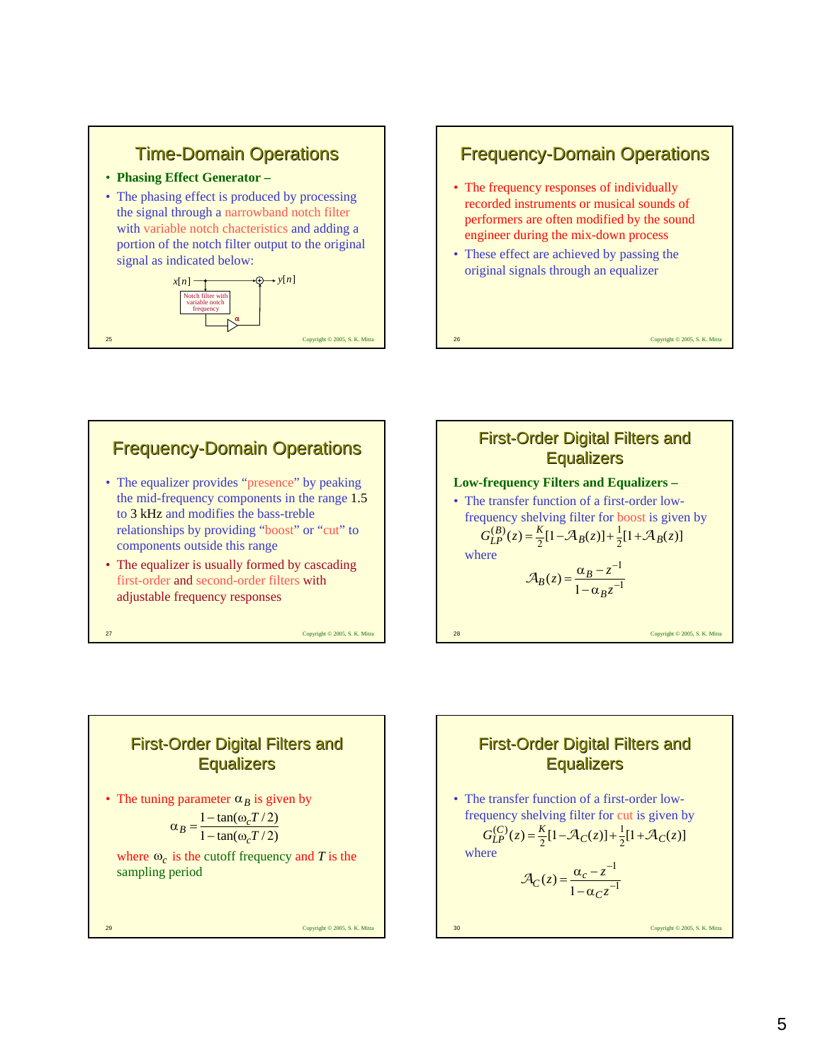## Time-Domain Operations

- **Phasing Effect Generator –**
- The phasing effect is produced by processing the signal through a narrowband notch filter with variable notch chacteristics and adding a portion of the notch filter output to the original signal as indicated below:

$x[n]$ → Notch filter with variable notch frequency → $\alpha$ → ⊕ → $y[n]$

## Frequency-Domain Operations

- The frequency responses of individually recorded instruments or musical sounds of performers are often modified by the sound engineer during the mix-down process
- These effect are achieved by passing the original signals through an equalizer

## Frequency-Domain Operations

- The equalizer provides "presence" by peaking the mid-frequency components in the range 1.5 to 3 kHz and modifies the bass-treble relationships by providing "boost" or "cut" to components outside this range
- The equalizer is usually formed by cascading first-order and second-order filters with adjustable frequency responses

## First-Order Digital Filters and Equalizers

**Low-frequency Filters and Equalizers –**

- The transfer function of a first-order low-frequency shelving filter for boost is given by

$$G_{LP}^{(B)}(z) = \tfrac{K}{2}[1 - \mathcal{A}_B(z)] + \tfrac{1}{2}[1 + \mathcal{A}_B(z)]$$

where

$$\mathcal{A}_B(z) = \frac{\alpha_B - z^{-1}}{1 - \alpha_B z^{-1}}$$

## First-Order Digital Filters and Equalizers

- The tuning parameter $\alpha_B$ is given by

$$\alpha_B = \frac{1 - \tan(\omega_c T/2)}{1 - \tan(\omega_c T/2)}$$

where $\omega_c$ is the cutoff frequency and $T$ is the sampling period

## First-Order Digital Filters and Equalizers

- The transfer function of a first-order low-frequency shelving filter for cut is given by

$$G_{LP}^{(C)}(z) = \tfrac{K}{2}[1 - \mathcal{A}_C(z)] + \tfrac{1}{2}[1 + \mathcal{A}_C(z)]$$

where

$$\mathcal{A}_C(z) = \frac{\alpha_c - z^{-1}}{1 - \alpha_C z^{-1}}$$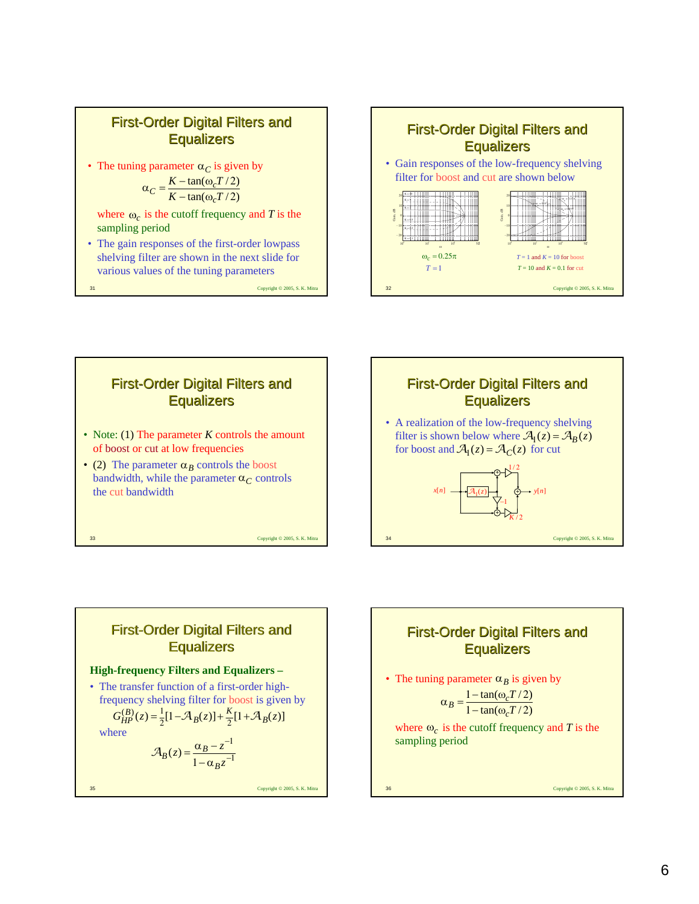## First-Order Digital Filters and Equalizers

- The tuning parameter $\alpha_C$ is given by

$$\alpha_C = \frac{K - \tan(\omega_c T/2)}{K - \tan(\omega_c T/2)}$$

where $\omega_c$ is the cutoff frequency and $T$ is the sampling period

- The gain responses of the first-order lowpass shelving filter are shown in the next slide for various values of the tuning parameters

## First-Order Digital Filters and Equalizers

- Gain responses of the low-frequency shelving filter for boost and cut are shown below

$\omega_c = 0.25\pi$
$T = 1$

$T = 1$ and $K = 10$ for boost
$T = 10$ and $K = 0.1$ for cut

## First-Order Digital Filters and Equalizers

- Note: (1) The parameter $K$ controls the amount of boost or cut at low frequencies
- (2) The parameter $\alpha_B$ controls the boost bandwidth, while the parameter $\alpha_C$ controls the cut bandwidth

## First-Order Digital Filters and Equalizers

- A realization of the low-frequency shelving filter is shown below where $\mathcal{A}_1(z) = \mathcal{A}_B(z)$ for boost and $\mathcal{A}_1(z) = \mathcal{A}_C(z)$ for cut

## First-Order Digital Filters and Equalizers

**High-frequency Filters and Equalizers –**

- The transfer function of a first-order high-frequency shelving filter for boost is given by

$$G_{HP}^{(B)}(z) = \tfrac{1}{2}[1 - \mathcal{A}_B(z)] + \tfrac{K}{2}[1 + \mathcal{A}_B(z)]$$

where

$$\mathcal{A}_B(z) = \frac{\alpha_B - z^{-1}}{1 - \alpha_B z^{-1}}$$

## First-Order Digital Filters and Equalizers

- The tuning parameter $\alpha_B$ is given by

$$\alpha_B = \frac{1 - \tan(\omega_c T/2)}{1 - \tan(\omega_c T/2)}$$

where $\omega_c$ is the cutoff frequency and $T$ is the sampling period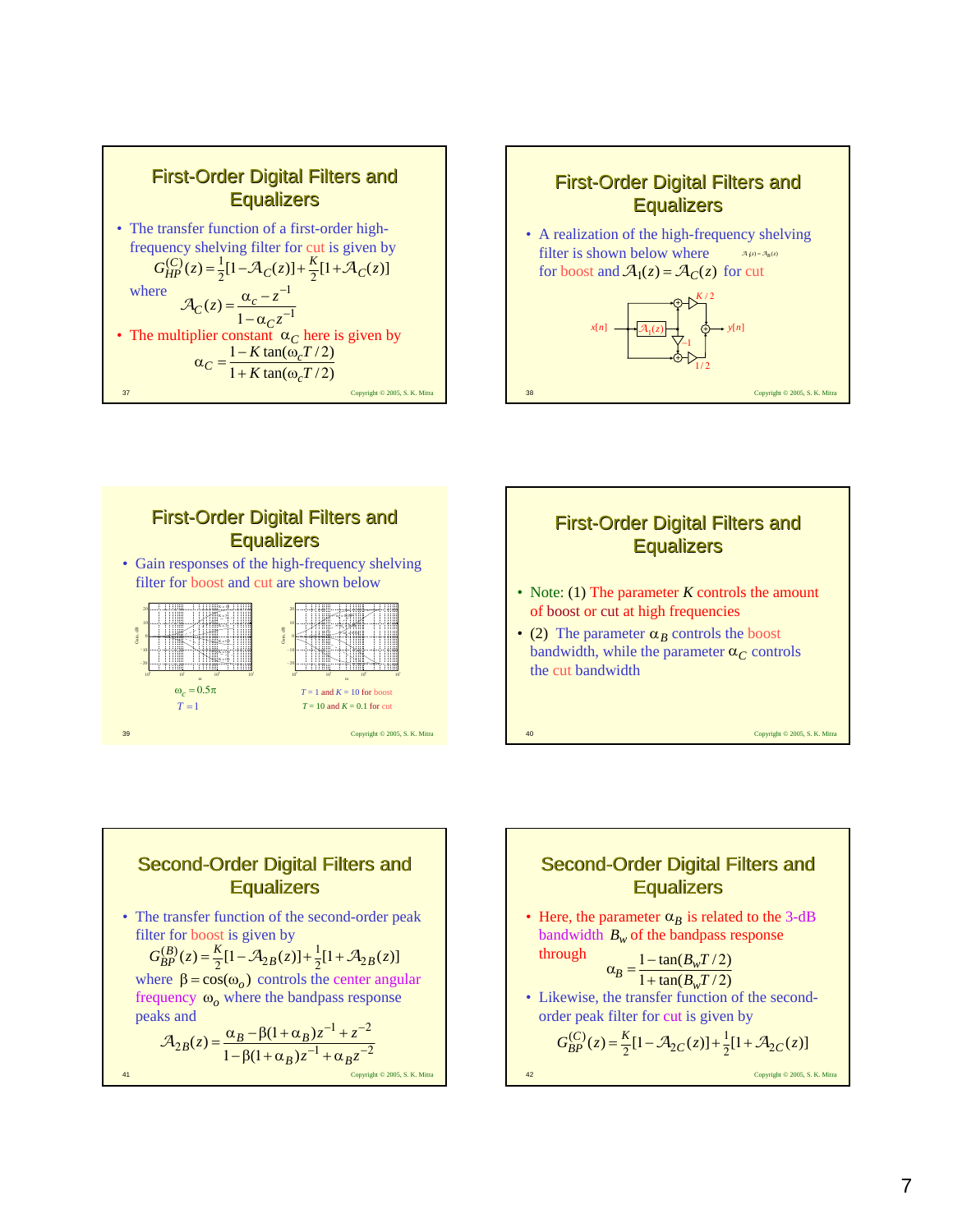## First-Order Digital Filters and Equalizers

- The transfer function of a first-order high-frequency shelving filter for cut is given by

$$G_{HP}^{(C)}(z) = \tfrac{1}{2}[1 - \mathcal{A}_C(z)] + \tfrac{K}{2}[1 + \mathcal{A}_C(z)]$$

where

$$\mathcal{A}_C(z) = \frac{\alpha_c - z^{-1}}{1 - \alpha_C z^{-1}}$$

- The multiplier constant $\alpha_C$ here is given by

$$\alpha_C = \frac{1 - K\tan(\omega_c T/2)}{1 + K\tan(\omega_c T/2)}$$

## First-Order Digital Filters and Equalizers

- A realization of the high-frequency shelving filter is shown below where $\mathcal{A}_1(z) = \mathcal{A}_B(z)$ for boost and $\mathcal{A}_1(z) = \mathcal{A}_C(z)$ for cut

$x[n]$ — $\mathcal{A}_1(z)$ — $-1$ — $K/2$ — $1/2$ — $y[n]$

## First-Order Digital Filters and Equalizers

- Gain responses of the high-frequency shelving filter for boost and cut are shown below

$\omega_c = 0.5\pi$

$T = 1$

$T = 1$ and $K = 10$ for boost

$T = 10$ and $K = 0.1$ for cut

## First-Order Digital Filters and Equalizers

- Note: (1) The parameter $K$ controls the amount of boost or cut at high frequencies
- (2) The parameter $\alpha_B$ controls the boost bandwidth, while the parameter $\alpha_C$ controls the cut bandwidth

## Second-Order Digital Filters and Equalizers

- The transfer function of the second-order peak filter for boost is given by

$$G_{BP}^{(B)}(z) = \tfrac{K}{2}[1 - \mathcal{A}_{2B}(z)] + \tfrac{1}{2}[1 + \mathcal{A}_{2B}(z)]$$

where $\beta = \cos(\omega_o)$ controls the center angular frequency $\omega_o$ where the bandpass response peaks and

$$\mathcal{A}_{2B}(z) = \frac{\alpha_B - \beta(1+\alpha_B)z^{-1} + z^{-2}}{1 - \beta(1+\alpha_B)z^{-1} + \alpha_B z^{-2}}$$

## Second-Order Digital Filters and Equalizers

- Here, the parameter $\alpha_B$ is related to the 3-dB bandwidth $B_w$ of the bandpass response through

$$\alpha_B = \frac{1 - \tan(B_w T/2)}{1 + \tan(B_w T/2)}$$

- Likewise, the transfer function of the second-order peak filter for cut is given by

$$G_{BP}^{(C)}(z) = \tfrac{K}{2}[1 - \mathcal{A}_{2C}(z)] + \tfrac{1}{2}[1 + \mathcal{A}_{2C}(z)]$$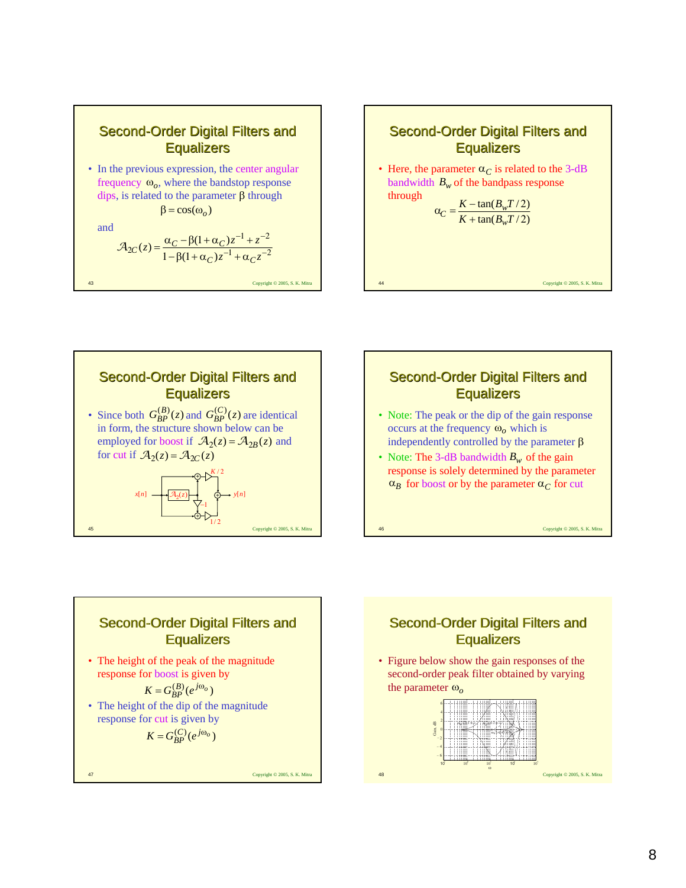## Second-Order Digital Filters and Equalizers

- In the previous expression, the center angular frequency $\omega_o$, where the bandstop response dips, is related to the parameter $\beta$ through

$$\beta = \cos(\omega_o)$$

and

$$\mathcal{A}_{2C}(z) = \frac{\alpha_C - \beta(1+\alpha_C)z^{-1} + z^{-2}}{1 - \beta(1+\alpha_C)z^{-1} + \alpha_C z^{-2}}$$

## Second-Order Digital Filters and Equalizers

- Here, the parameter $\alpha_C$ is related to the 3-dB bandwidth $B_w$ of the bandpass response through

$$\alpha_C = \frac{K - \tan(B_w T/2)}{K + \tan(B_w T/2)}$$

## Second-Order Digital Filters and Equalizers

- Since both $G_{BP}^{(B)}(z)$ and $G_{BP}^{(C)}(z)$ are identical in form, the structure shown below can be employed for boost if $\mathcal{A}_2(z) = \mathcal{A}_{2B}(z)$ and for cut if $\mathcal{A}_2(z) = \mathcal{A}_{2C}(z)$

## Second-Order Digital Filters and Equalizers

- Note: The peak or the dip of the gain response occurs at the frequency $\omega_o$ which is independently controlled by the parameter $\beta$
- Note: The 3-dB bandwidth $B_w$ of the gain response is solely determined by the parameter $\alpha_B$ for boost or by the parameter $\alpha_C$ for cut

## Second-Order Digital Filters and Equalizers

- The height of the peak of the magnitude response for boost is given by

$$K = G_{BP}^{(B)}(e^{j\omega_o})$$

- The height of the dip of the magnitude response for cut is given by

$$K = G_{BP}^{(C)}(e^{j\omega_o})$$

## Second-Order Digital Filters and Equalizers

- Figure below show the gain responses of the second-order peak filter obtained by varying the parameter $\omega_o$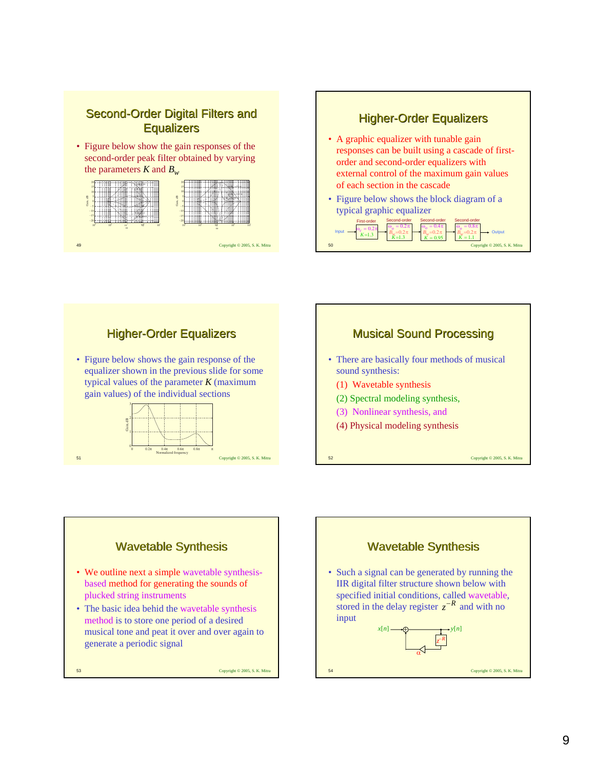## Second-Order Digital Filters and Equalizers

- Figure below show the gain responses of the second-order peak filter obtained by varying the parameters $K$ and $B_w$

## Higher-Order Equalizers

- A graphic equalizer with tunable gain responses can be built using a cascade of first-order and second-order equalizers with external control of the maximum gain values of each section in the cascade
- Figure below shows the block diagram of a typical graphic equalizer

Input → First-order ($\omega_o = 0.2\pi$, $K = 1.3$) → Second-order ($\omega_o = 0.2\pi$, $B_w = 0.2\pi$, $K = 1.3$) → Second-order ($\omega_o = 0.4\pi$, $B_w = 0.2\pi$, $K = 0.95$) → Second-order ($\omega_o = 0.8\pi$, $B_w = 0.2\pi$, $K = 1.1$) → Output

## Higher-Order Equalizers

- Figure below shows the gain response of the equalizer shown in the previous slide for some typical values of the parameter $K$ (maximum gain values) of the individual sections

## Musical Sound Processing

- There are basically four methods of musical sound synthesis:

  (1) Wavetable synthesis

  (2) Spectral modeling synthesis,

  (3) Nonlinear synthesis, and

  (4) Physical modeling synthesis

## Wavetable Synthesis

- We outline next a simple wavetable synthesis-based method for generating the sounds of plucked string instruments
- The basic idea behid the wavetable synthesis method is to store one period of a desired musical tone and peat it over and over again to generate a periodic signal

## Wavetable Synthesis

- Such a signal can be generated by running the IIR digital filter structure shown below with specified initial conditions, called wavetable, stored in the delay register $z^{-R}$ and with no input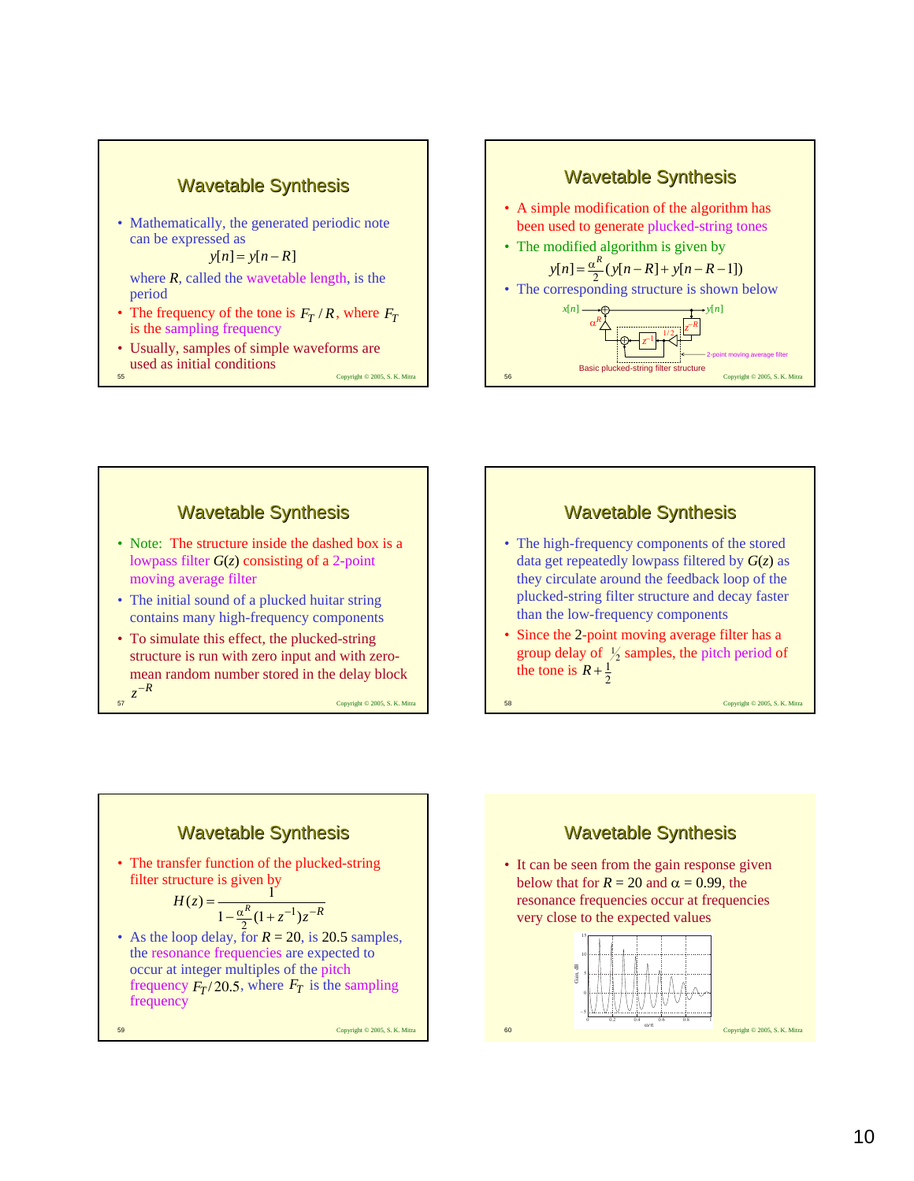## Wavetable Synthesis

- Mathematically, the generated periodic note can be expressed as

$$y[n] = y[n-R]$$

where $R$, called the wavetable length, is the period

- The frequency of the tone is $F_T / R$, where $F_T$ is the sampling frequency
- Usually, samples of simple waveforms are used as initial conditions

## Wavetable Synthesis

- A simple modification of the algorithm has been used to generate plucked-string tones
- The modified algorithm is given by

$$y[n] = \frac{\alpha^R}{2}(y[n-R] + y[n-R-1])$$

- The corresponding structure is shown below

Basic plucked-string filter structure

## Wavetable Synthesis

- Note: The structure inside the dashed box is a lowpass filter $G(z)$ consisting of a 2-point moving average filter
- The initial sound of a plucked huitar string contains many high-frequency components
- To simulate this effect, the plucked-string structure is run with zero input and with zero-mean random number stored in the delay block $z^{-R}$

## Wavetable Synthesis

- The high-frequency components of the stored data get repeatedly lowpass filtered by $G(z)$ as they circulate around the feedback loop of the plucked-string filter structure and decay faster than the low-frequency components
- Since the 2-point moving average filter has a group delay of $\frac{1}{2}$ samples, the pitch period of the tone is $R + \frac{1}{2}$

## Wavetable Synthesis

- The transfer function of the plucked-string filter structure is given by

$$H(z) = \frac{1}{1 - \frac{\alpha^R}{2}(1 + z^{-1})z^{-R}}$$

- As the loop delay, for $R = 20$, is 20.5 samples, the resonance frequencies are expected to occur at integer multiples of the pitch frequency $F_T / 20.5$, where $F_T$ is the sampling frequency

## Wavetable Synthesis

- It can be seen from the gain response given below that for $R = 20$ and $\alpha = 0.99$, the resonance frequencies occur at frequencies very close to the expected values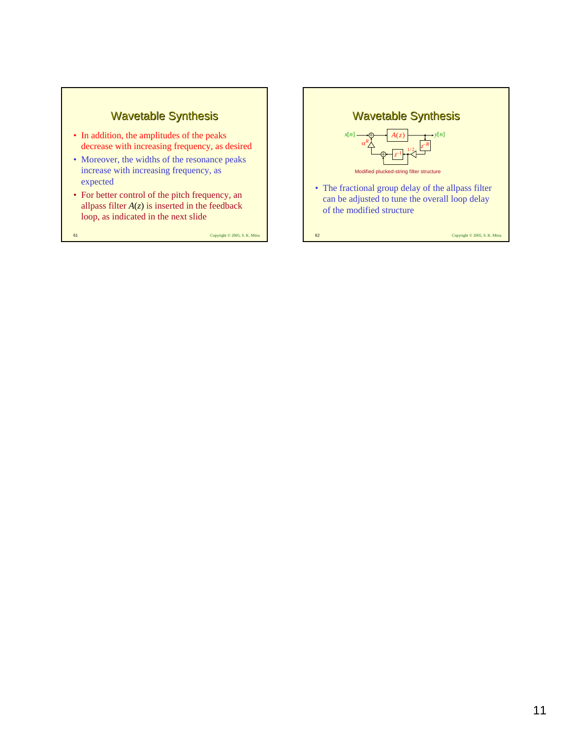## Wavetable Synthesis

- In addition, the amplitudes of the peaks decrease with increasing frequency, as desired
- Moreover, the widths of the resonance peaks increase with increasing frequency, as expected
- For better control of the pitch frequency, an allpass filter $A(z)$ is inserted in the feedback loop, as indicated in the next slide

## Wavetable Synthesis

$x[n]$ $A(z)$ $y[n]$ $\alpha^R$ $z^{-R}$ $1/2$ $z^{-1}$

Modified plucked-string filter structure

- The fractional group delay of the allpass filter can be adjusted to tune the overall loop delay of the modified structure